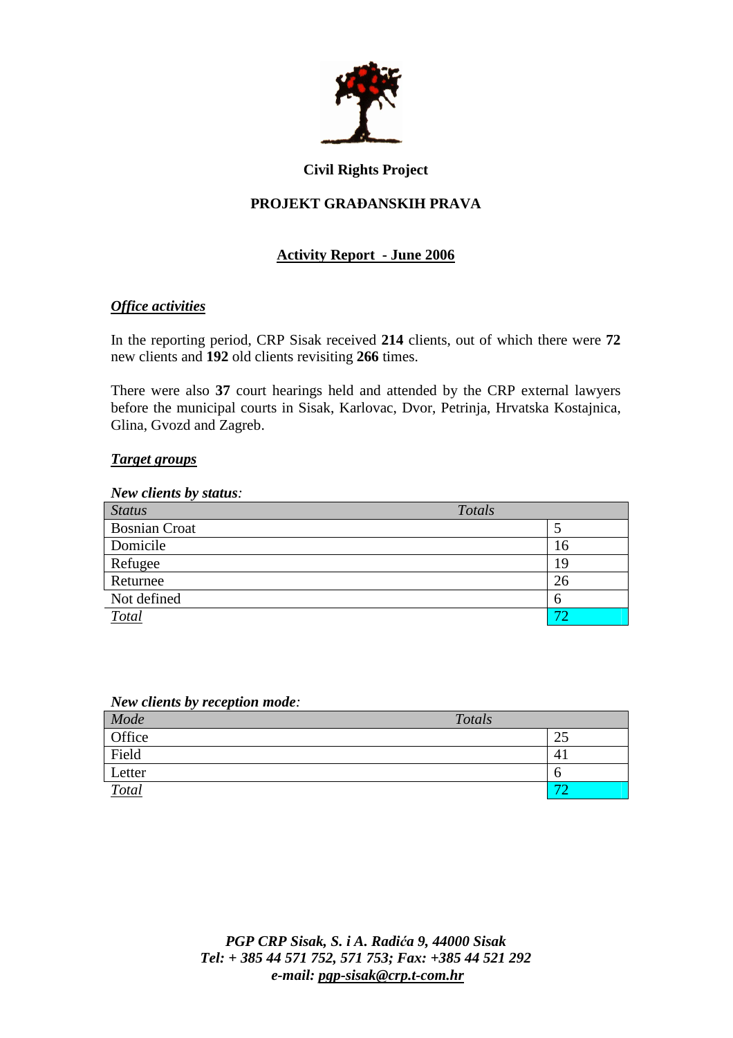**Civil Rights Project**

**PROJEKT GRAĐANSKIH PRAVA**

# Activity Report - June 2006

## *Office activities*

In the reporting period, CRP Sisak received **214** clients, out of which there were **72** new clients and **192** old clients revisiting **266** times.

There were also **37** court hearings held and attended by the CRP external lawyers before the municipal courts in Sisak, Karlovac, Dvor, Petrinja, Hrvatska Kostajnica, Glina, Gvozd and Zagreb.

## *Target groups*

***New clients by status***:

| *Status* | *Totals* |
|---|---|
| Bosnian Croat | 5 |
| Domicile | 16 |
| Refugee | 19 |
| Returnee | 26 |
| Not defined | 6 |
| *Total* | 72 |

***New clients by reception mode***:

| *Mode* | *Totals* |
|---|---|
| Office | 25 |
| Field | 41 |
| Letter | 6 |
| *Total* | 72 |

***PGP CRP Sisak, S. i A. Radića 9, 44000 Sisak***
***Tel: + 385 44 571 752, 571 753; Fax: +385 44 521 292***
***e-mail: pgp-sisak@crp.t-com.hr***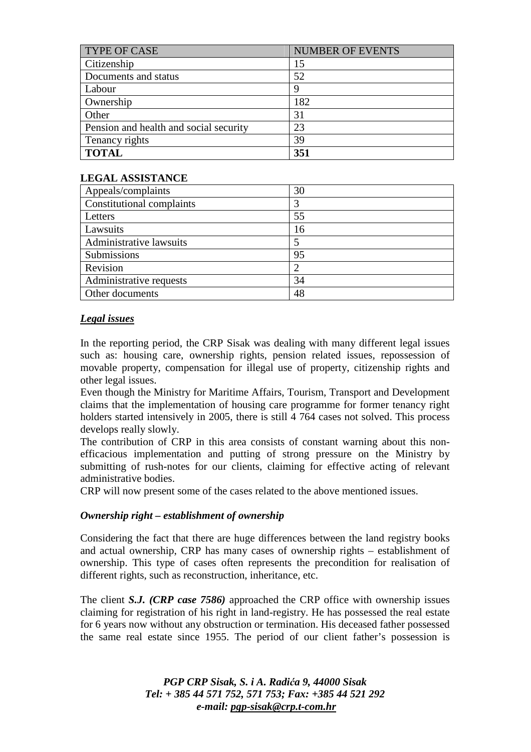| TYPE OF CASE | NUMBER OF EVENTS |
| --- | --- |
| Citizenship | 15 |
| Documents and status | 52 |
| Labour | 9 |
| Ownership | 182 |
| Other | 31 |
| Pension and health and social security | 23 |
| Tenancy rights | 39 |
| **TOTAL** | **351** |

**LEGAL ASSISTANCE**

| | |
| --- | --- |
| Appeals/complaints | 30 |
| Constitutional complaints | 3 |
| Letters | 55 |
| Lawsuits | 16 |
| Administrative lawsuits | 5 |
| Submissions | 95 |
| Revision | 2 |
| Administrative requests | 34 |
| Other documents | 48 |

***Legal issues***

In the reporting period, the CRP Sisak was dealing with many different legal issues such as: housing care, ownership rights, pension related issues, repossession of movable property, compensation for illegal use of property, citizenship rights and other legal issues.
Even though the Ministry for Maritime Affairs, Tourism, Transport and Development claims that the implementation of housing care programme for former tenancy right holders started intensively in 2005, there is still 4 764 cases not solved. This process develops really slowly.
The contribution of CRP in this area consists of constant warning about this non-efficacious implementation and putting of strong pressure on the Ministry by submitting of rush-notes for our clients, claiming for effective acting of relevant administrative bodies.
CRP will now present some of the cases related to the above mentioned issues.

***Ownership right – establishment of ownership***

Considering the fact that there are huge differences between the land registry books and actual ownership, CRP has many cases of ownership rights – establishment of ownership. This type of cases often represents the precondition for realisation of different rights, such as reconstruction, inheritance, etc.

The client ***S.J. (CRP case 7586)*** approached the CRP office with ownership issues claiming for registration of his right in land-registry. He has possessed the real estate for 6 years now without any obstruction or termination. His deceased father possessed the same real estate since 1955. The period of our client father's possession is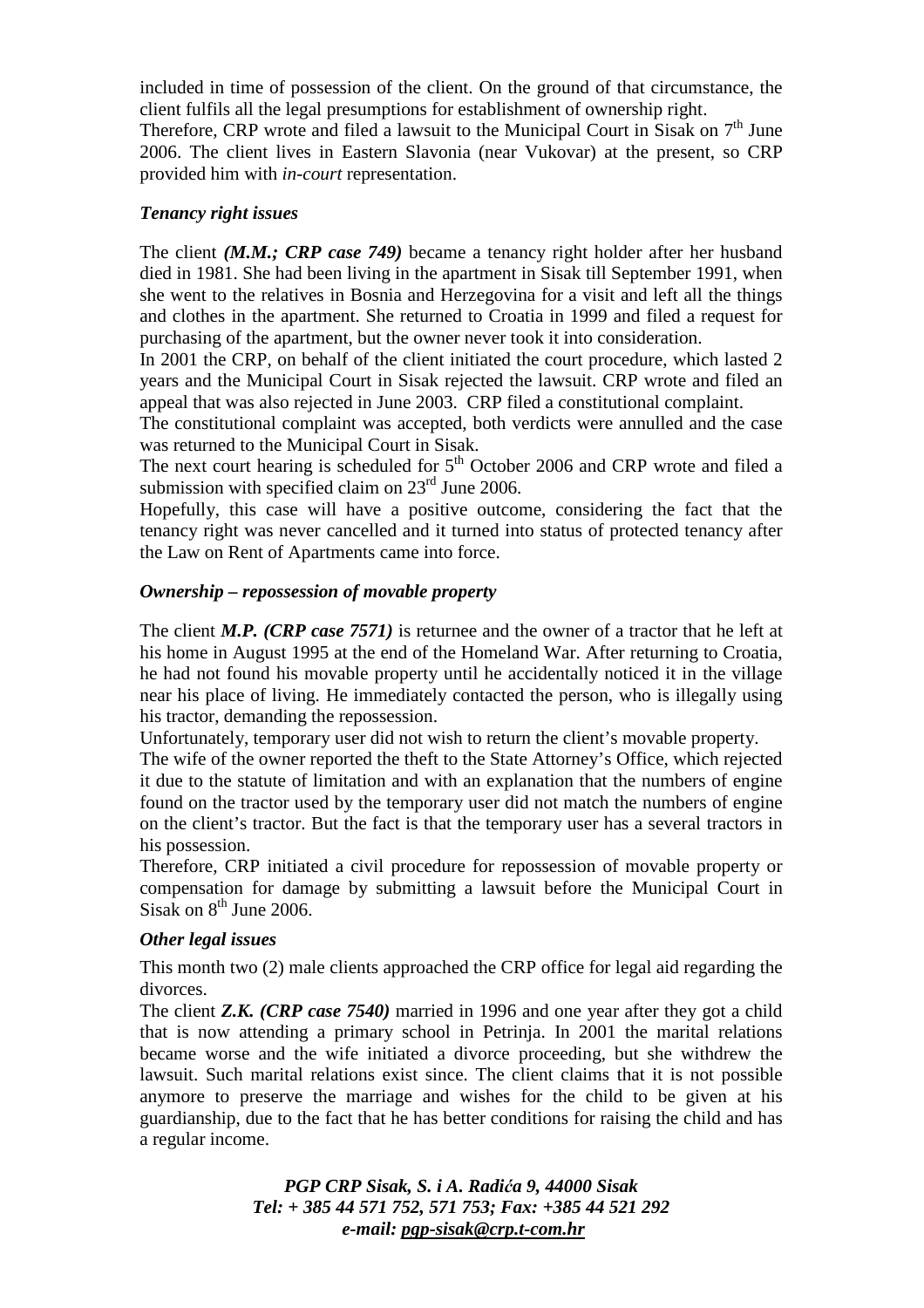included in time of possession of the client. On the ground of that circumstance, the client fulfils all the legal presumptions for establishment of ownership right.
Therefore, CRP wrote and filed a lawsuit to the Municipal Court in Sisak on 7th June 2006. The client lives in Eastern Slavonia (near Vukovar) at the present, so CRP provided him with *in-court* representation.

***Tenancy right issues***

The client ***(M.M.; CRP case 749)*** became a tenancy right holder after her husband died in 1981. She had been living in the apartment in Sisak till September 1991, when she went to the relatives in Bosnia and Herzegovina for a visit and left all the things and clothes in the apartment. She returned to Croatia in 1999 and filed a request for purchasing of the apartment, but the owner never took it into consideration.
In 2001 the CRP, on behalf of the client initiated the court procedure, which lasted 2 years and the Municipal Court in Sisak rejected the lawsuit. CRP wrote and filed an appeal that was also rejected in June 2003. CRP filed a constitutional complaint.
The constitutional complaint was accepted, both verdicts were annulled and the case was returned to the Municipal Court in Sisak.
The next court hearing is scheduled for 5th October 2006 and CRP wrote and filed a submission with specified claim on 23rd June 2006.
Hopefully, this case will have a positive outcome, considering the fact that the tenancy right was never cancelled and it turned into status of protected tenancy after the Law on Rent of Apartments came into force.

***Ownership – repossession of movable property***

The client ***M.P. (CRP case 7571)*** is returnee and the owner of a tractor that he left at his home in August 1995 at the end of the Homeland War. After returning to Croatia, he had not found his movable property until he accidentally noticed it in the village near his place of living. He immediately contacted the person, who is illegally using his tractor, demanding the repossession.
Unfortunately, temporary user did not wish to return the client's movable property.
The wife of the owner reported the theft to the State Attorney's Office, which rejected it due to the statute of limitation and with an explanation that the numbers of engine found on the tractor used by the temporary user did not match the numbers of engine on the client's tractor. But the fact is that the temporary user has a several tractors in his possession.
Therefore, CRP initiated a civil procedure for repossession of movable property or compensation for damage by submitting a lawsuit before the Municipal Court in Sisak on 8th June 2006.

***Other legal issues***

This month two (2) male clients approached the CRP office for legal aid regarding the divorces.

The client ***Z.K. (CRP case 7540)*** married in 1996 and one year after they got a child that is now attending a primary school in Petrinja. In 2001 the marital relations became worse and the wife initiated a divorce proceeding, but she withdrew the lawsuit. Such marital relations exist since. The client claims that it is not possible anymore to preserve the marriage and wishes for the child to be given at his guardianship, due to the fact that he has better conditions for raising the child and has a regular income.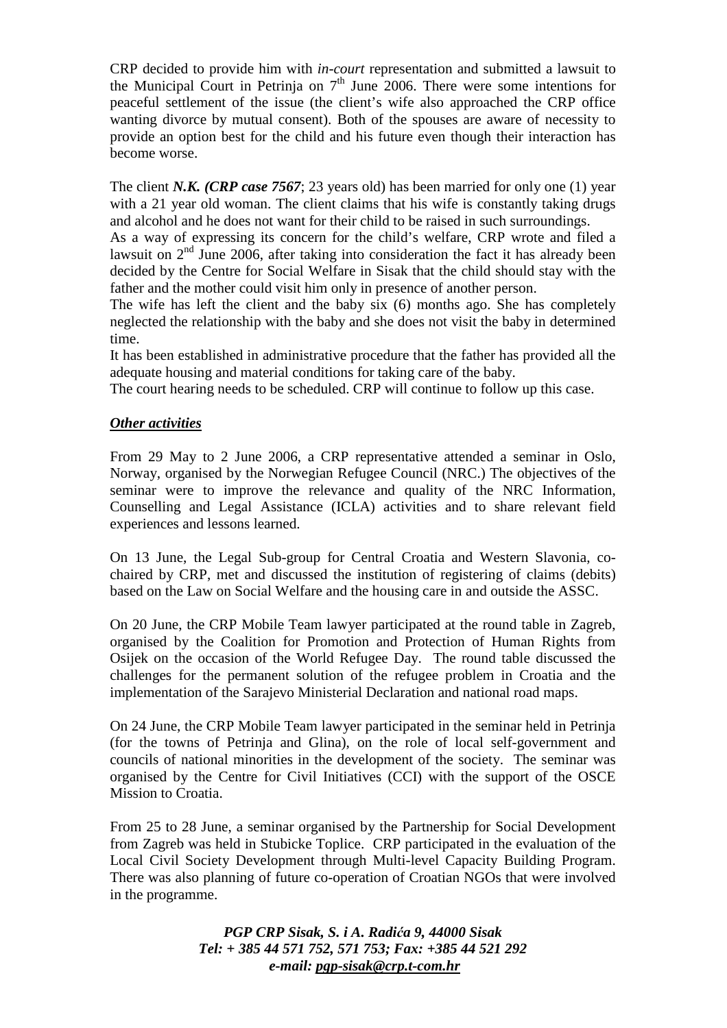CRP decided to provide him with *in-court* representation and submitted a lawsuit to the Municipal Court in Petrinja on 7th June 2006. There were some intentions for peaceful settlement of the issue (the client's wife also approached the CRP office wanting divorce by mutual consent). Both of the spouses are aware of necessity to provide an option best for the child and his future even though their interaction has become worse.

The client ***N.K. (CRP case 7567***; 23 years old) has been married for only one (1) year with a 21 year old woman. The client claims that his wife is constantly taking drugs and alcohol and he does not want for their child to be raised in such surroundings.

As a way of expressing its concern for the child's welfare, CRP wrote and filed a lawsuit on 2nd June 2006, after taking into consideration the fact it has already been decided by the Centre for Social Welfare in Sisak that the child should stay with the father and the mother could visit him only in presence of another person.

The wife has left the client and the baby six (6) months ago. She has completely neglected the relationship with the baby and she does not visit the baby in determined time.

It has been established in administrative procedure that the father has provided all the adequate housing and material conditions for taking care of the baby.

The court hearing needs to be scheduled. CRP will continue to follow up this case.

***Other activities***

From 29 May to 2 June 2006, a CRP representative attended a seminar in Oslo, Norway, organised by the Norwegian Refugee Council (NRC.) The objectives of the seminar were to improve the relevance and quality of the NRC Information, Counselling and Legal Assistance (ICLA) activities and to share relevant field experiences and lessons learned.

On 13 June, the Legal Sub-group for Central Croatia and Western Slavonia, co-chaired by CRP, met and discussed the institution of registering of claims (debits) based on the Law on Social Welfare and the housing care in and outside the ASSC.

On 20 June, the CRP Mobile Team lawyer participated at the round table in Zagreb, organised by the Coalition for Promotion and Protection of Human Rights from Osijek on the occasion of the World Refugee Day. The round table discussed the challenges for the permanent solution of the refugee problem in Croatia and the implementation of the Sarajevo Ministerial Declaration and national road maps.

On 24 June, the CRP Mobile Team lawyer participated in the seminar held in Petrinja (for the towns of Petrinja and Glina), on the role of local self-government and councils of national minorities in the development of the society. The seminar was organised by the Centre for Civil Initiatives (CCI) with the support of the OSCE Mission to Croatia.

From 25 to 28 June, a seminar organised by the Partnership for Social Development from Zagreb was held in Stubicke Toplice. CRP participated in the evaluation of the Local Civil Society Development through Multi-level Capacity Building Program. There was also planning of future co-operation of Croatian NGOs that were involved in the programme.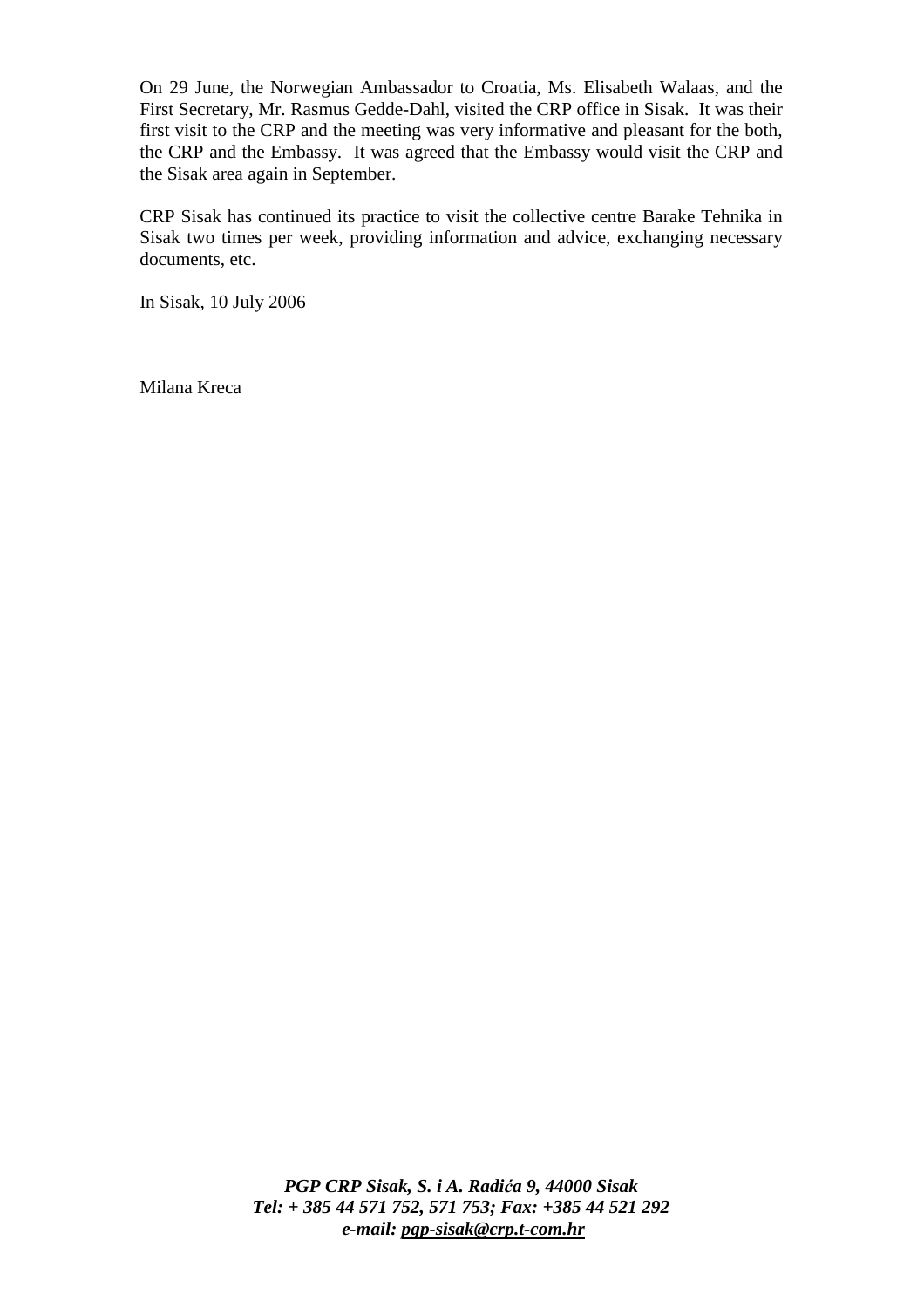On 29 June, the Norwegian Ambassador to Croatia, Ms. Elisabeth Walaas, and the First Secretary, Mr. Rasmus Gedde-Dahl, visited the CRP office in Sisak. It was their first visit to the CRP and the meeting was very informative and pleasant for the both, the CRP and the Embassy. It was agreed that the Embassy would visit the CRP and the Sisak area again in September.

CRP Sisak has continued its practice to visit the collective centre Barake Tehnika in Sisak two times per week, providing information and advice, exchanging necessary documents, etc.

In Sisak, 10 July 2006

Milana Kreca